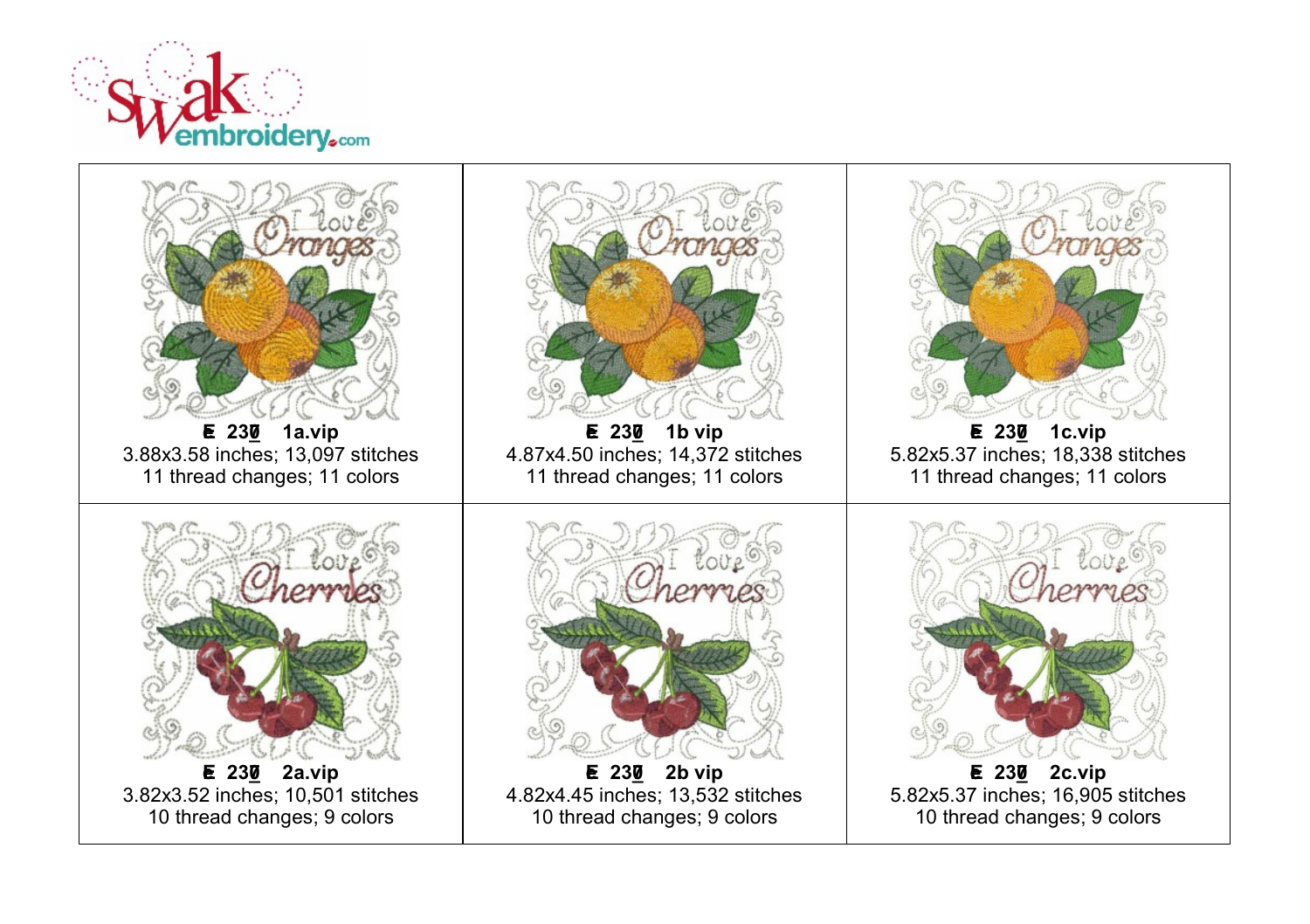| | | |
|---|---|---|
| **E 230 1a.vip**<br>3.88x3.58 inches; 13,097 stitches<br>11 thread changes; 11 colors | **E 230 1b vip**<br>4.87x4.50 inches; 14,372 stitches<br>11 thread changes; 11 colors | **E 230 1c.vip**<br>5.82x5.37 inches; 18,338 stitches<br>11 thread changes; 11 colors |
| **E 230 2a.vip**<br>3.82x3.52 inches; 10,501 stitches<br>10 thread changes; 9 colors | **E 230 2b vip**<br>4.82x4.45 inches; 13,532 stitches<br>10 thread changes; 9 colors | **E 230 2c.vip**<br>5.82x5.37 inches; 16,905 stitches<br>10 thread changes; 9 colors |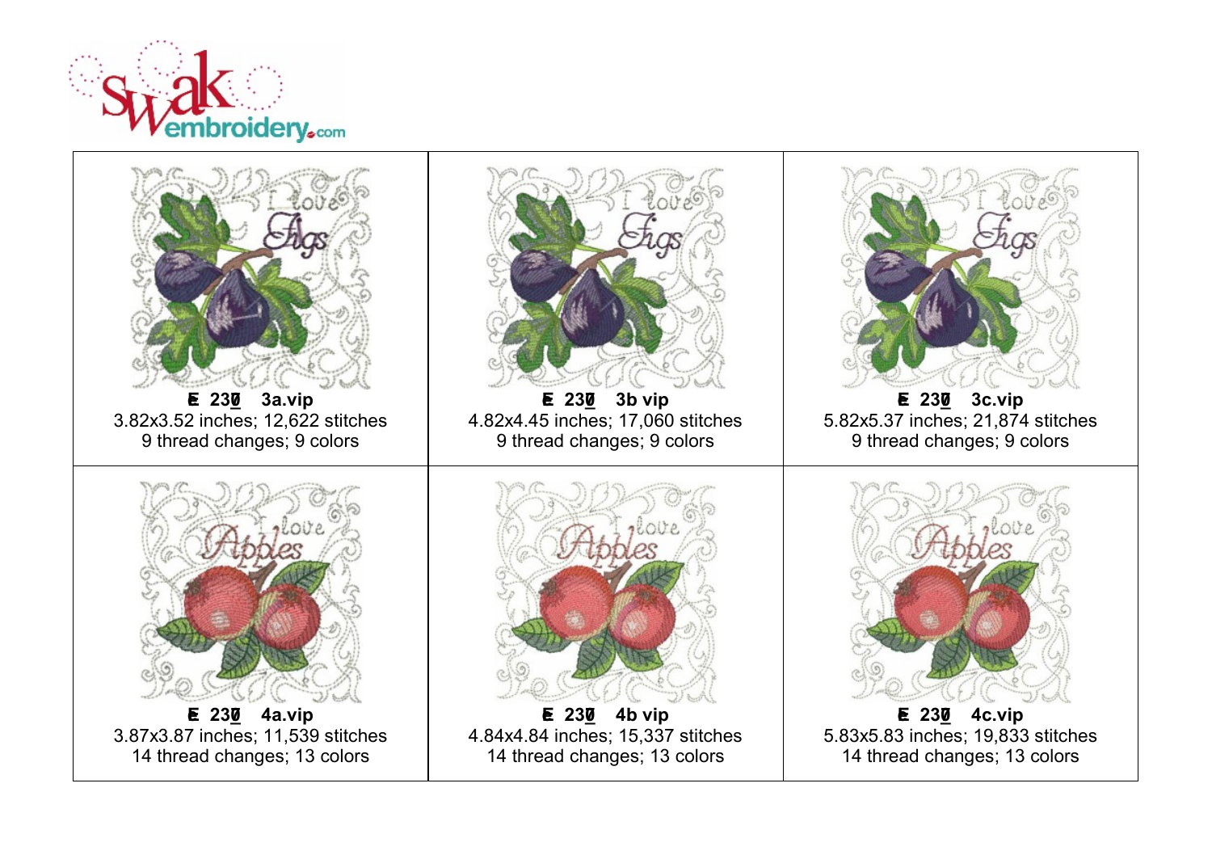| | | |
|---|---|---|
| **E 230 3a.vip**<br>3.82x3.52 inches; 12,622 stitches<br>9 thread changes; 9 colors | **E 230 3b vip**<br>4.82x4.45 inches; 17,060 stitches<br>9 thread changes; 9 colors | **E 230 3c.vip**<br>5.82x5.37 inches; 21,874 stitches<br>9 thread changes; 9 colors |
| **E 230 4a.vip**<br>3.87x3.87 inches; 11,539 stitches<br>14 thread changes; 13 colors | **E 230 4b vip**<br>4.84x4.84 inches; 15,337 stitches<br>14 thread changes; 13 colors | **E 230 4c.vip**<br>5.83x5.83 inches; 19,833 stitches<br>14 thread changes; 13 colors |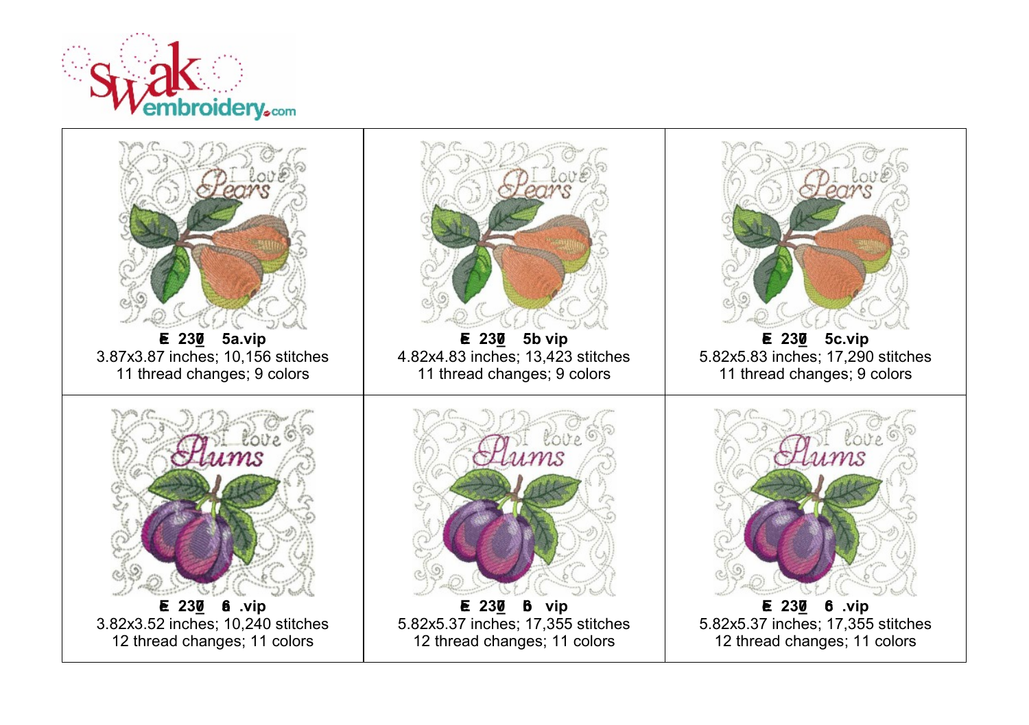| | | |
|---|---|---|
| E 230 5a.vip<br>3.87x3.87 inches; 10,156 stitches<br>11 thread changes; 9 colors | E 230 5b vip<br>4.82x4.83 inches; 13,423 stitches<br>11 thread changes; 9 colors | E 230 5c.vip<br>5.82x5.83 inches; 17,290 stitches<br>11 thread changes; 9 colors |
| E 230 6 .vip<br>3.82x3.52 inches; 10,240 stitches<br>12 thread changes; 11 colors | E 230 6 vip<br>5.82x5.37 inches; 17,355 stitches<br>12 thread changes; 11 colors | E 230 6 .vip<br>5.82x5.37 inches; 17,355 stitches<br>12 thread changes; 11 colors |